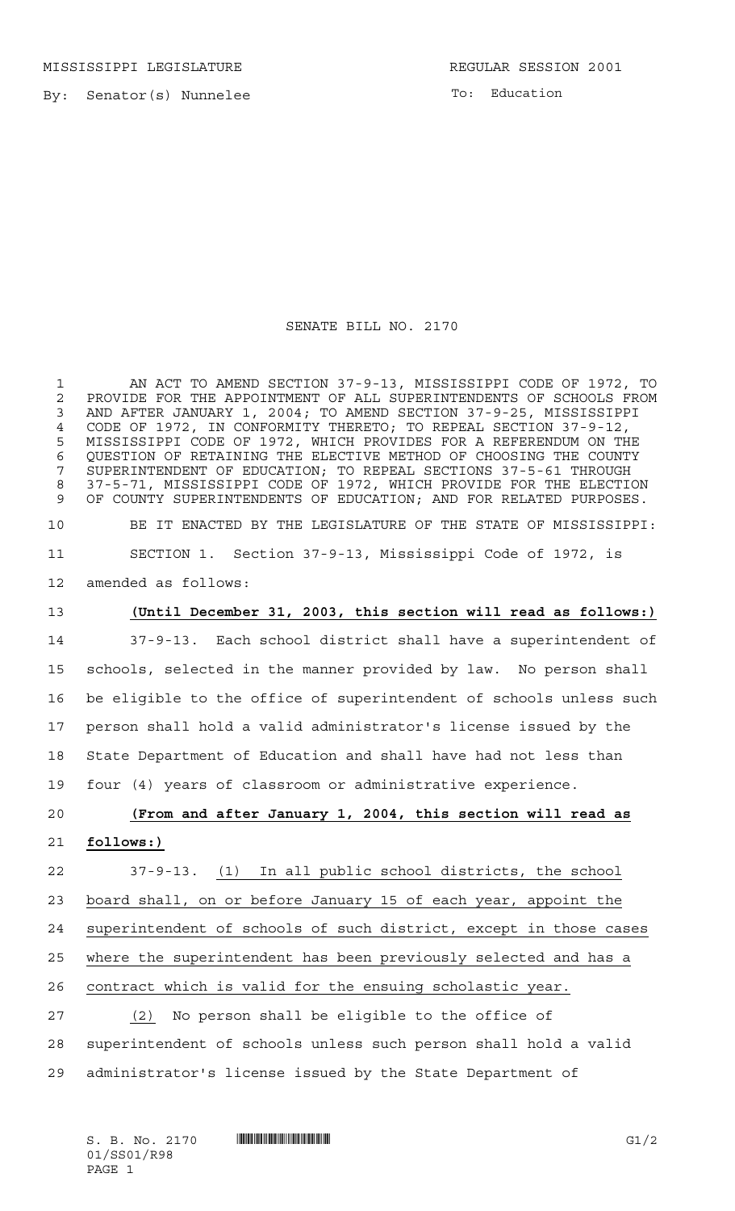MISSISSIPPI LEGISLATURE REGULAR SESSION 2001

By: Senator(s) Nunnelee

To: Education

# SENATE BILL NO. 2170

AN ACT TO AMEND SECTION 37-9-13, MISSISSIPPI CODE OF 1972, TO PROVIDE FOR THE APPOINTMENT OF ALL SUPERINTENDENTS OF SCHOOLS FROM AND AFTER JANUARY 1, 2004; TO AMEND SECTION 37-9-25, MISSISSIPPI CODE OF 1972, IN CONFORMITY THERETO; TO REPEAL SECTION 37-9-12, MISSISSIPPI CODE OF 1972, WHICH PROVIDES FOR A REFERENDUM ON THE QUESTION OF RETAINING THE ELECTIVE METHOD OF CHOOSING THE COUNTY SUPERINTENDENT OF EDUCATION; TO REPEAL SECTIONS 37-5-61 THROUGH 37-5-71, MISSISSIPPI CODE OF 1972, WHICH PROVIDE FOR THE ELECTION OF COUNTY SUPERINTENDENTS OF EDUCATION; AND FOR RELATED PURPOSES.

BE IT ENACTED BY THE LEGISLATURE OF THE STATE OF MISSISSIPPI:

SECTION 1. Section 37-9-13, Mississippi Code of 1972, is amended as follows:

**(Until December 31, 2003, this section will read as follows:)**

37-9-13. Each school district shall have a superintendent of schools, selected in the manner provided by law. No person shall be eligible to the office of superintendent of schools unless such person shall hold a valid administrator's license issued by the State Department of Education and shall have had not less than four (4) years of classroom or administrative experience.

**(From and after January 1, 2004, this section will read as follows:)**

37-9-13. (1) In all public school districts, the school board shall, on or before January 15 of each year, appoint the superintendent of schools of such district, except in those cases where the superintendent has been previously selected and has a contract which is valid for the ensuing scholastic year.

(2) No person shall be eligible to the office of superintendent of schools unless such person shall hold a valid administrator's license issued by the State Department of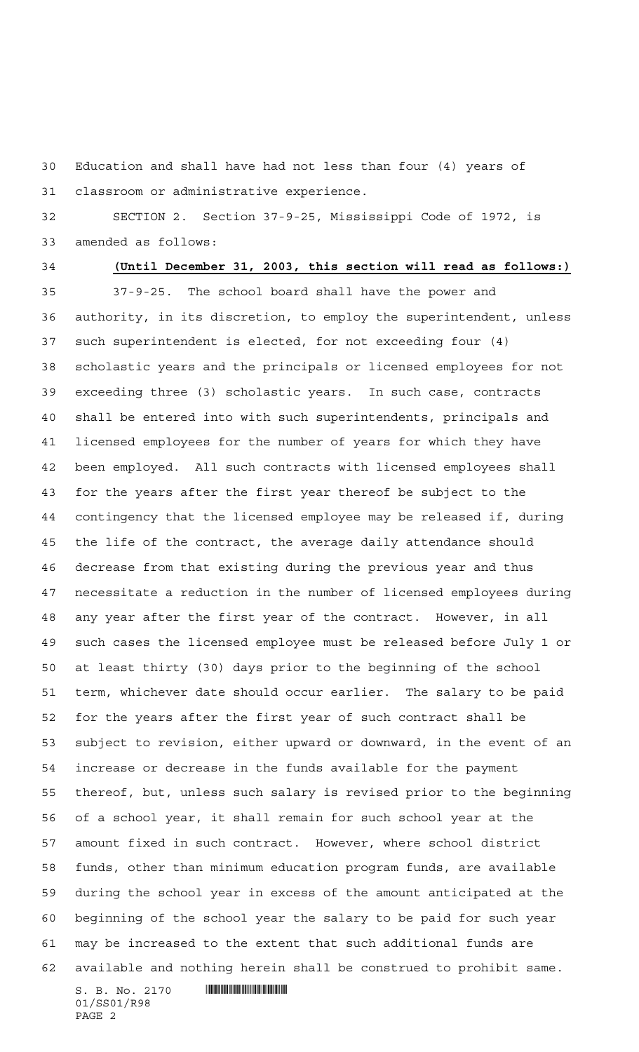Education and shall have had not less than four (4) years of classroom or administrative experience.

SECTION 2. Section 37-9-25, Mississippi Code of 1972, is amended as follows:

**(Until December 31, 2003, this section will read as follows:)**

37-9-25. The school board shall have the power and authority, in its discretion, to employ the superintendent, unless such superintendent is elected, for not exceeding four (4) scholastic years and the principals or licensed employees for not exceeding three (3) scholastic years. In such case, contracts shall be entered into with such superintendents, principals and licensed employees for the number of years for which they have been employed. All such contracts with licensed employees shall for the years after the first year thereof be subject to the contingency that the licensed employee may be released if, during the life of the contract, the average daily attendance should decrease from that existing during the previous year and thus necessitate a reduction in the number of licensed employees during any year after the first year of the contract. However, in all such cases the licensed employee must be released before July 1 or at least thirty (30) days prior to the beginning of the school term, whichever date should occur earlier. The salary to be paid for the years after the first year of such contract shall be subject to revision, either upward or downward, in the event of an increase or decrease in the funds available for the payment thereof, but, unless such salary is revised prior to the beginning of a school year, it shall remain for such school year at the amount fixed in such contract. However, where school district funds, other than minimum education program funds, are available during the school year in excess of the amount anticipated at the beginning of the school year the salary to be paid for such year may be increased to the extent that such additional funds are available and nothing herein shall be construed to prohibit same.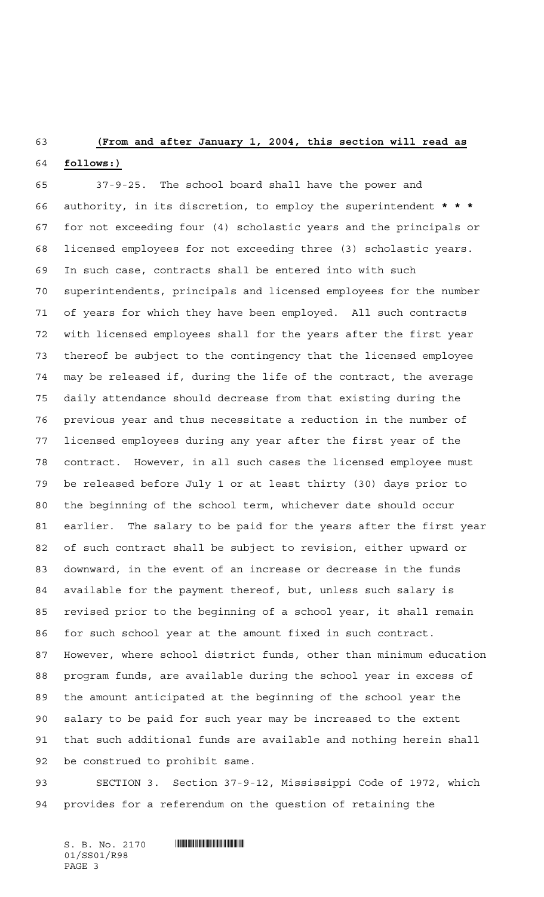**(From and after January 1, 2004, this section will read as follows:)**

37-9-25. The school board shall have the power and authority, in its discretion, to employ the superintendent *** * *** for not exceeding four (4) scholastic years and the principals or licensed employees for not exceeding three (3) scholastic years. In such case, contracts shall be entered into with such superintendents, principals and licensed employees for the number of years for which they have been employed. All such contracts with licensed employees shall for the years after the first year thereof be subject to the contingency that the licensed employee may be released if, during the life of the contract, the average daily attendance should decrease from that existing during the previous year and thus necessitate a reduction in the number of licensed employees during any year after the first year of the contract. However, in all such cases the licensed employee must be released before July 1 or at least thirty (30) days prior to the beginning of the school term, whichever date should occur earlier. The salary to be paid for the years after the first year of such contract shall be subject to revision, either upward or downward, in the event of an increase or decrease in the funds available for the payment thereof, but, unless such salary is revised prior to the beginning of a school year, it shall remain for such school year at the amount fixed in such contract. However, where school district funds, other than minimum education program funds, are available during the school year in excess of the amount anticipated at the beginning of the school year the salary to be paid for such year may be increased to the extent that such additional funds are available and nothing herein shall be construed to prohibit same.

SECTION 3. Section 37-9-12, Mississippi Code of 1972, which provides for a referendum on the question of retaining the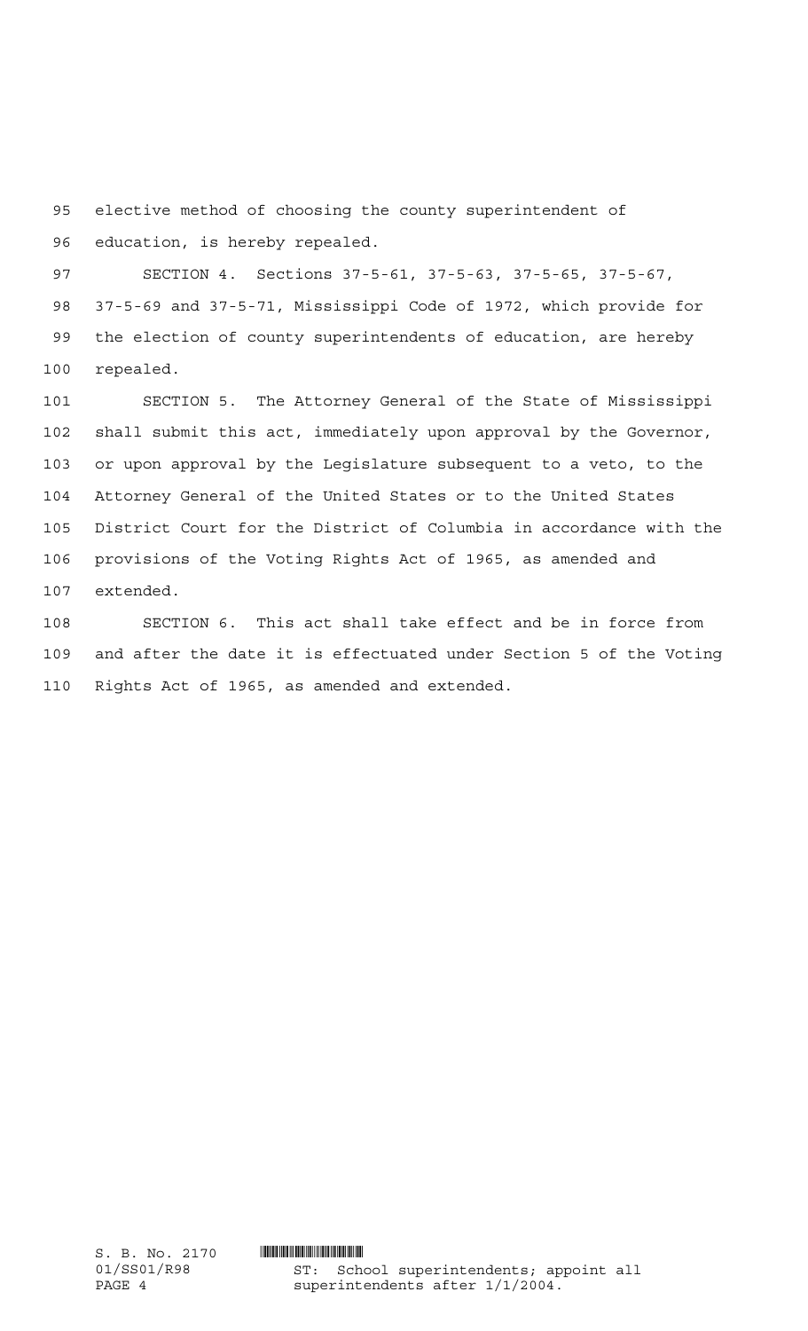elective method of choosing the county superintendent of education, is hereby repealed.

SECTION 4. Sections 37-5-61, 37-5-63, 37-5-65, 37-5-67, 37-5-69 and 37-5-71, Mississippi Code of 1972, which provide for the election of county superintendents of education, are hereby repealed.

SECTION 5. The Attorney General of the State of Mississippi shall submit this act, immediately upon approval by the Governor, or upon approval by the Legislature subsequent to a veto, to the Attorney General of the United States or to the United States District Court for the District of Columbia in accordance with the provisions of the Voting Rights Act of 1965, as amended and extended.

SECTION 6. This act shall take effect and be in force from and after the date it is effectuated under Section 5 of the Voting Rights Act of 1965, as amended and extended.